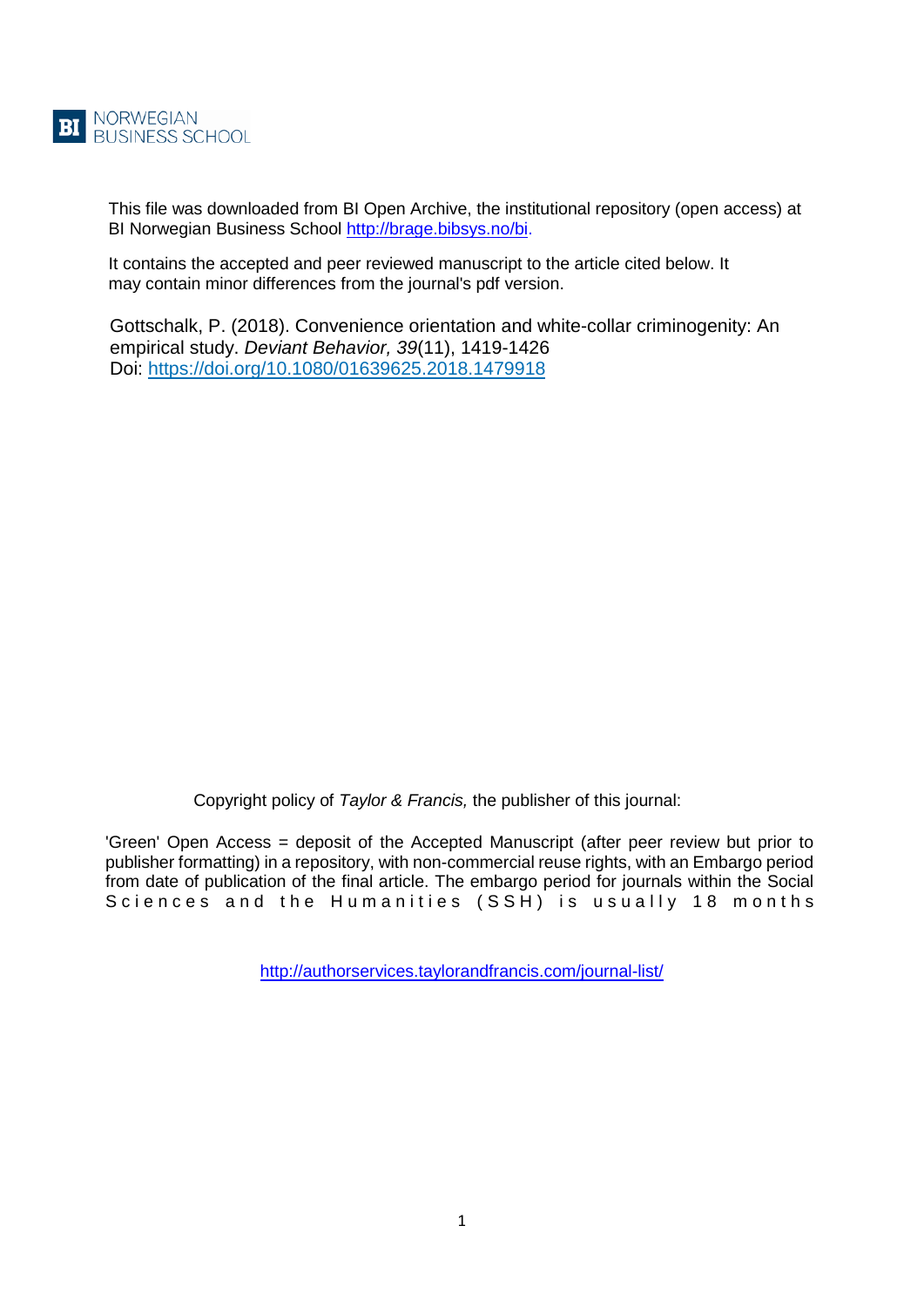NORWEGIAN BUSINESS SCHOOL

This file was downloaded from BI Open Archive, the institutional repository (open access) at BI Norwegian Business School http://brage.bibsys.no/bi.

It contains the accepted and peer reviewed manuscript to the article cited below. It may contain minor differences from the journal's pdf version.

Gottschalk, P. (2018). Convenience orientation and white-collar criminogenity: An empirical study. *Deviant Behavior, 39*(11), 1419-1426
Doi: https://doi.org/10.1080/01639625.2018.1479918

Copyright policy of *Taylor & Francis,* the publisher of this journal:

'Green' Open Access = deposit of the Accepted Manuscript (after peer review but prior to publisher formatting) in a repository, with non-commercial reuse rights, with an Embargo period from date of publication of the final article. The embargo period for journals within the Social Sciences and the Humanities (SSH) is usually 18 months

http://authorservices.taylorandfrancis.com/journal-list/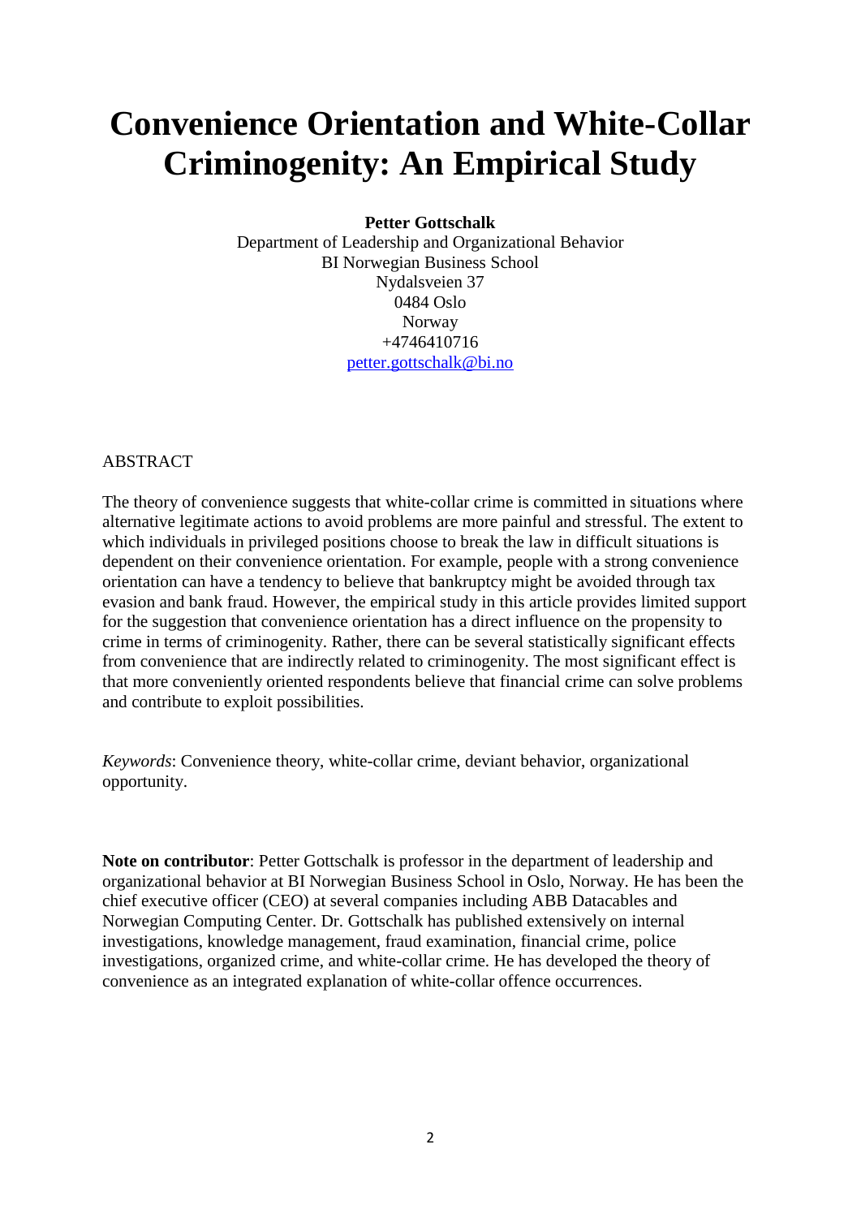# Convenience Orientation and White-Collar Criminogenity: An Empirical Study

**Petter Gottschalk**
Department of Leadership and Organizational Behavior
BI Norwegian Business School
Nydalsveien 37
0484 Oslo
Norway
+4746410716
petter.gottschalk@bi.no

ABSTRACT

The theory of convenience suggests that white-collar crime is committed in situations where alternative legitimate actions to avoid problems are more painful and stressful. The extent to which individuals in privileged positions choose to break the law in difficult situations is dependent on their convenience orientation. For example, people with a strong convenience orientation can have a tendency to believe that bankruptcy might be avoided through tax evasion and bank fraud. However, the empirical study in this article provides limited support for the suggestion that convenience orientation has a direct influence on the propensity to crime in terms of criminogenity. Rather, there can be several statistically significant effects from convenience that are indirectly related to criminogenity. The most significant effect is that more conveniently oriented respondents believe that financial crime can solve problems and contribute to exploit possibilities.

*Keywords*: Convenience theory, white-collar crime, deviant behavior, organizational opportunity.

**Note on contributor**: Petter Gottschalk is professor in the department of leadership and organizational behavior at BI Norwegian Business School in Oslo, Norway. He has been the chief executive officer (CEO) at several companies including ABB Datacables and Norwegian Computing Center. Dr. Gottschalk has published extensively on internal investigations, knowledge management, fraud examination, financial crime, police investigations, organized crime, and white-collar crime. He has developed the theory of convenience as an integrated explanation of white-collar offence occurrences.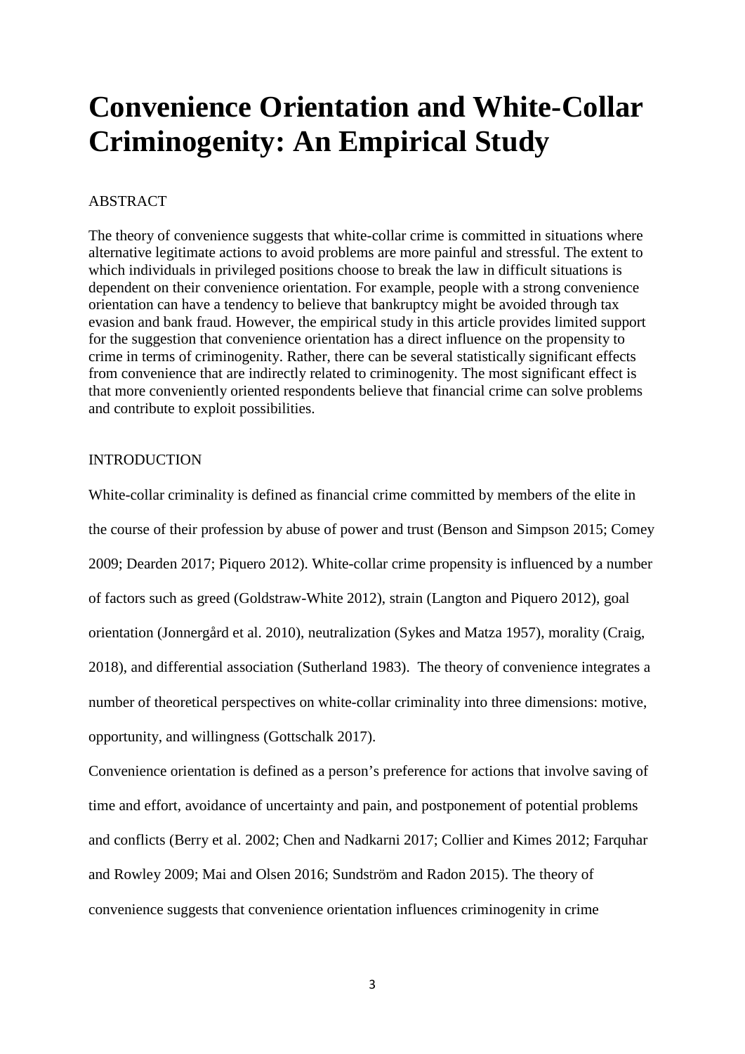# Convenience Orientation and White-Collar Criminogenity: An Empirical Study

ABSTRACT

The theory of convenience suggests that white-collar crime is committed in situations where alternative legitimate actions to avoid problems are more painful and stressful. The extent to which individuals in privileged positions choose to break the law in difficult situations is dependent on their convenience orientation. For example, people with a strong convenience orientation can have a tendency to believe that bankruptcy might be avoided through tax evasion and bank fraud. However, the empirical study in this article provides limited support for the suggestion that convenience orientation has a direct influence on the propensity to crime in terms of criminogenity. Rather, there can be several statistically significant effects from convenience that are indirectly related to criminogenity. The most significant effect is that more conveniently oriented respondents believe that financial crime can solve problems and contribute to exploit possibilities.

INTRODUCTION

White-collar criminality is defined as financial crime committed by members of the elite in the course of their profession by abuse of power and trust (Benson and Simpson 2015; Comey 2009; Dearden 2017; Piquero 2012). White-collar crime propensity is influenced by a number of factors such as greed (Goldstraw-White 2012), strain (Langton and Piquero 2012), goal orientation (Jonnergård et al. 2010), neutralization (Sykes and Matza 1957), morality (Craig, 2018), and differential association (Sutherland 1983). The theory of convenience integrates a number of theoretical perspectives on white-collar criminality into three dimensions: motive, opportunity, and willingness (Gottschalk 2017).

Convenience orientation is defined as a person's preference for actions that involve saving of time and effort, avoidance of uncertainty and pain, and postponement of potential problems and conflicts (Berry et al. 2002; Chen and Nadkarni 2017; Collier and Kimes 2012; Farquhar and Rowley 2009; Mai and Olsen 2016; Sundström and Radon 2015). The theory of convenience suggests that convenience orientation influences criminogenity in crime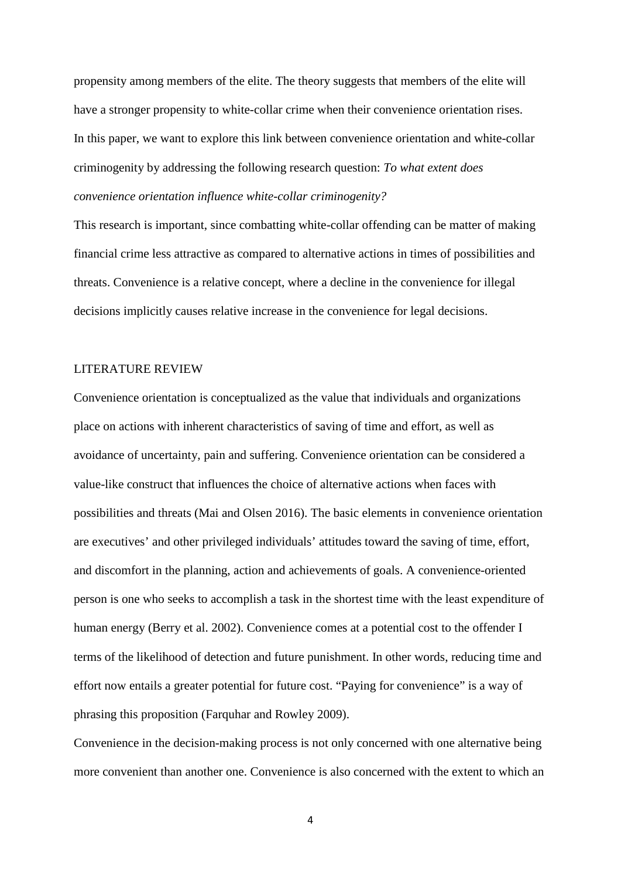propensity among members of the elite. The theory suggests that members of the elite will have a stronger propensity to white-collar crime when their convenience orientation rises. In this paper, we want to explore this link between convenience orientation and white-collar criminogenity by addressing the following research question: *To what extent does convenience orientation influence white-collar criminogenity?*

This research is important, since combatting white-collar offending can be matter of making financial crime less attractive as compared to alternative actions in times of possibilities and threats. Convenience is a relative concept, where a decline in the convenience for illegal decisions implicitly causes relative increase in the convenience for legal decisions.

## LITERATURE REVIEW

Convenience orientation is conceptualized as the value that individuals and organizations place on actions with inherent characteristics of saving of time and effort, as well as avoidance of uncertainty, pain and suffering. Convenience orientation can be considered a value-like construct that influences the choice of alternative actions when faces with possibilities and threats (Mai and Olsen 2016). The basic elements in convenience orientation are executives' and other privileged individuals' attitudes toward the saving of time, effort, and discomfort in the planning, action and achievements of goals. A convenience-oriented person is one who seeks to accomplish a task in the shortest time with the least expenditure of human energy (Berry et al. 2002). Convenience comes at a potential cost to the offender I terms of the likelihood of detection and future punishment. In other words, reducing time and effort now entails a greater potential for future cost. "Paying for convenience" is a way of phrasing this proposition (Farquhar and Rowley 2009).

Convenience in the decision-making process is not only concerned with one alternative being more convenient than another one. Convenience is also concerned with the extent to which an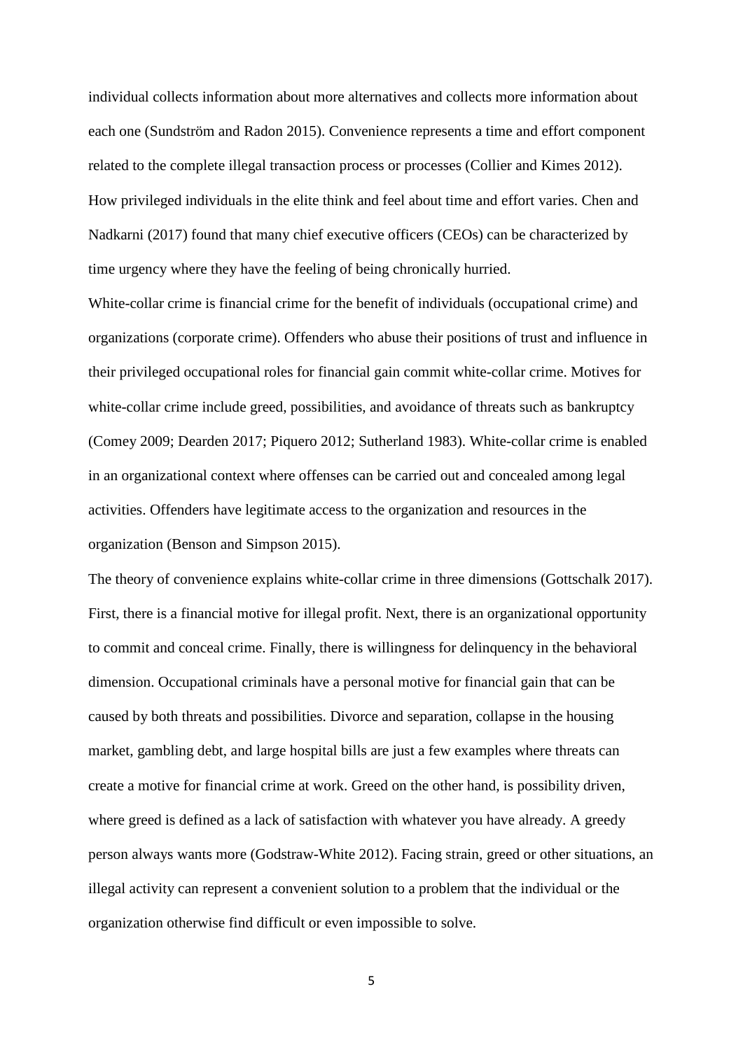individual collects information about more alternatives and collects more information about each one (Sundström and Radon 2015). Convenience represents a time and effort component related to the complete illegal transaction process or processes (Collier and Kimes 2012). How privileged individuals in the elite think and feel about time and effort varies. Chen and Nadkarni (2017) found that many chief executive officers (CEOs) can be characterized by time urgency where they have the feeling of being chronically hurried.

White-collar crime is financial crime for the benefit of individuals (occupational crime) and organizations (corporate crime). Offenders who abuse their positions of trust and influence in their privileged occupational roles for financial gain commit white-collar crime. Motives for white-collar crime include greed, possibilities, and avoidance of threats such as bankruptcy (Comey 2009; Dearden 2017; Piquero 2012; Sutherland 1983). White-collar crime is enabled in an organizational context where offenses can be carried out and concealed among legal activities. Offenders have legitimate access to the organization and resources in the organization (Benson and Simpson 2015).

The theory of convenience explains white-collar crime in three dimensions (Gottschalk 2017). First, there is a financial motive for illegal profit. Next, there is an organizational opportunity to commit and conceal crime. Finally, there is willingness for delinquency in the behavioral dimension. Occupational criminals have a personal motive for financial gain that can be caused by both threats and possibilities. Divorce and separation, collapse in the housing market, gambling debt, and large hospital bills are just a few examples where threats can create a motive for financial crime at work. Greed on the other hand, is possibility driven, where greed is defined as a lack of satisfaction with whatever you have already. A greedy person always wants more (Godstraw-White 2012). Facing strain, greed or other situations, an illegal activity can represent a convenient solution to a problem that the individual or the organization otherwise find difficult or even impossible to solve.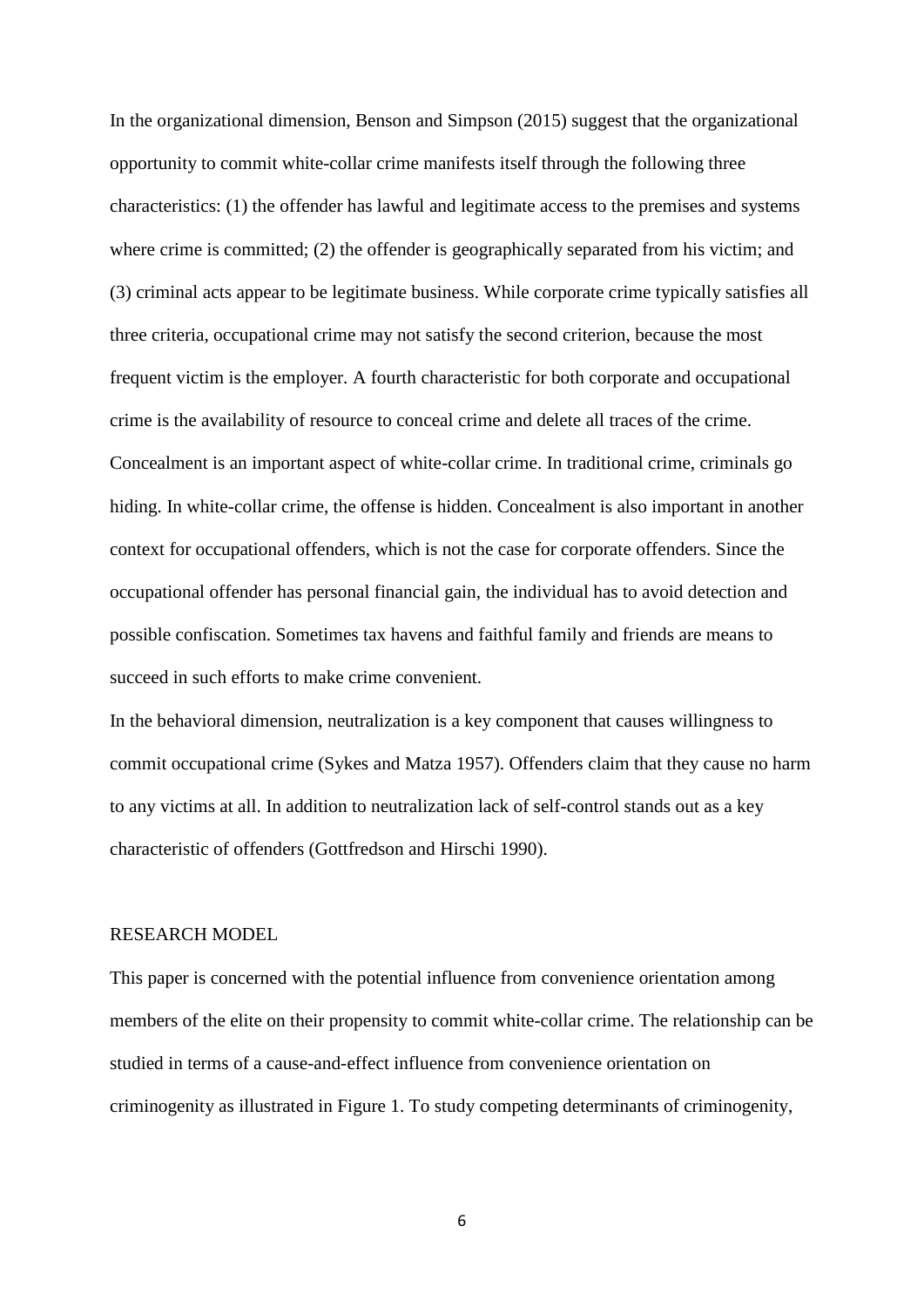In the organizational dimension, Benson and Simpson (2015) suggest that the organizational opportunity to commit white-collar crime manifests itself through the following three characteristics: (1) the offender has lawful and legitimate access to the premises and systems where crime is committed; (2) the offender is geographically separated from his victim; and (3) criminal acts appear to be legitimate business. While corporate crime typically satisfies all three criteria, occupational crime may not satisfy the second criterion, because the most frequent victim is the employer. A fourth characteristic for both corporate and occupational crime is the availability of resource to conceal crime and delete all traces of the crime. Concealment is an important aspect of white-collar crime. In traditional crime, criminals go hiding. In white-collar crime, the offense is hidden. Concealment is also important in another context for occupational offenders, which is not the case for corporate offenders. Since the occupational offender has personal financial gain, the individual has to avoid detection and possible confiscation. Sometimes tax havens and faithful family and friends are means to succeed in such efforts to make crime convenient.

In the behavioral dimension, neutralization is a key component that causes willingness to commit occupational crime (Sykes and Matza 1957). Offenders claim that they cause no harm to any victims at all. In addition to neutralization lack of self-control stands out as a key characteristic of offenders (Gottfredson and Hirschi 1990).

## RESEARCH MODEL

This paper is concerned with the potential influence from convenience orientation among members of the elite on their propensity to commit white-collar crime. The relationship can be studied in terms of a cause-and-effect influence from convenience orientation on criminogenity as illustrated in Figure 1. To study competing determinants of criminogenity,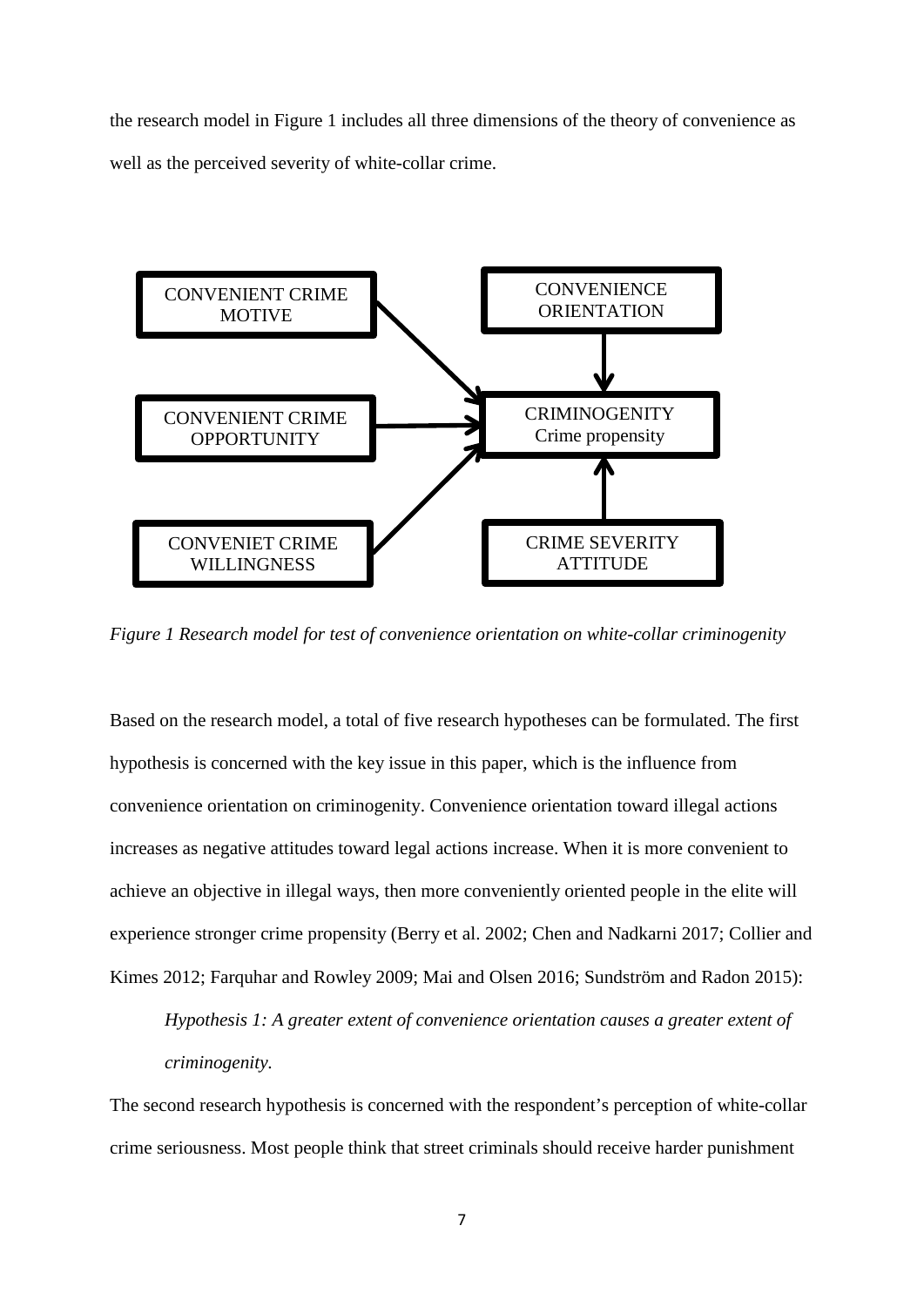the research model in Figure 1 includes all three dimensions of the theory of convenience as well as the perceived severity of white-collar crime.

*Figure 1 Research model for test of convenience orientation on white-collar criminogenity*

Based on the research model, a total of five research hypotheses can be formulated. The first hypothesis is concerned with the key issue in this paper, which is the influence from convenience orientation on criminogenity. Convenience orientation toward illegal actions increases as negative attitudes toward legal actions increase. When it is more convenient to achieve an objective in illegal ways, then more conveniently oriented people in the elite will experience stronger crime propensity (Berry et al. 2002; Chen and Nadkarni 2017; Collier and Kimes 2012; Farquhar and Rowley 2009; Mai and Olsen 2016; Sundström and Radon 2015):

> *Hypothesis 1: A greater extent of convenience orientation causes a greater extent of criminogenity.*

The second research hypothesis is concerned with the respondent's perception of white-collar crime seriousness. Most people think that street criminals should receive harder punishment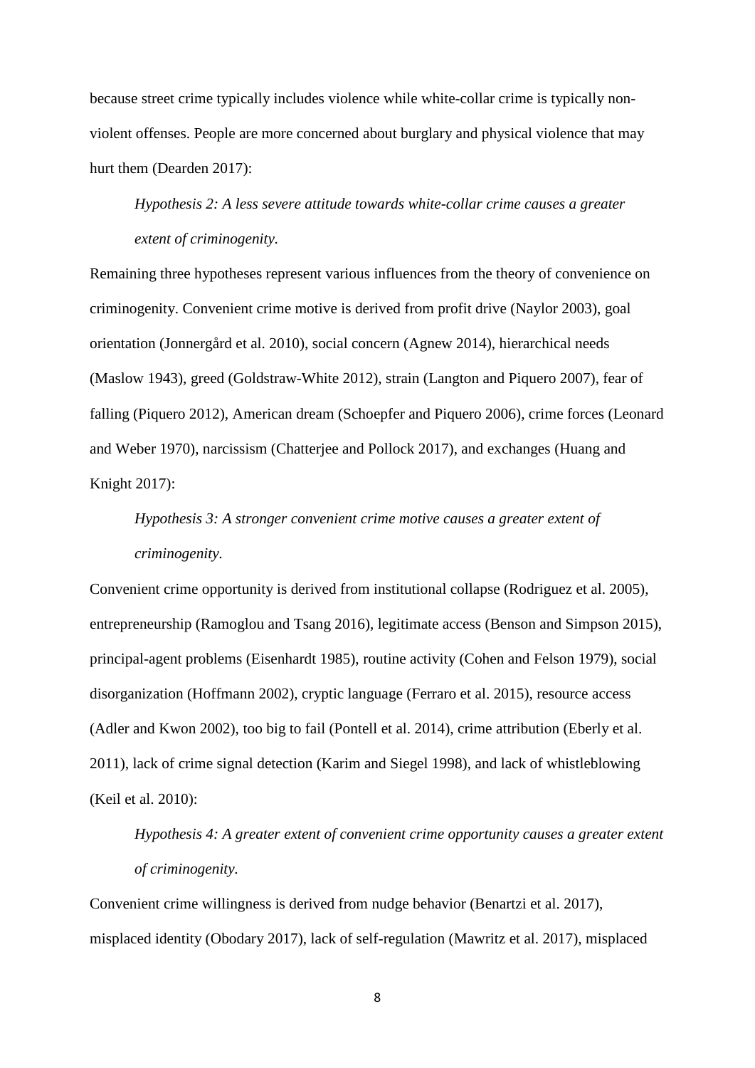because street crime typically includes violence while white-collar crime is typically non-violent offenses. People are more concerned about burglary and physical violence that may hurt them (Dearden 2017):

> *Hypothesis 2: A less severe attitude towards white-collar crime causes a greater extent of criminogenity.*

Remaining three hypotheses represent various influences from the theory of convenience on criminogenity. Convenient crime motive is derived from profit drive (Naylor 2003), goal orientation (Jonnergård et al. 2010), social concern (Agnew 2014), hierarchical needs (Maslow 1943), greed (Goldstraw-White 2012), strain (Langton and Piquero 2007), fear of falling (Piquero 2012), American dream (Schoepfer and Piquero 2006), crime forces (Leonard and Weber 1970), narcissism (Chatterjee and Pollock 2017), and exchanges (Huang and Knight 2017):

> *Hypothesis 3: A stronger convenient crime motive causes a greater extent of criminogenity.*

Convenient crime opportunity is derived from institutional collapse (Rodriguez et al. 2005), entrepreneurship (Ramoglou and Tsang 2016), legitimate access (Benson and Simpson 2015), principal-agent problems (Eisenhardt 1985), routine activity (Cohen and Felson 1979), social disorganization (Hoffmann 2002), cryptic language (Ferraro et al. 2015), resource access (Adler and Kwon 2002), too big to fail (Pontell et al. 2014), crime attribution (Eberly et al. 2011), lack of crime signal detection (Karim and Siegel 1998), and lack of whistleblowing (Keil et al. 2010):

> *Hypothesis 4: A greater extent of convenient crime opportunity causes a greater extent of criminogenity.*

Convenient crime willingness is derived from nudge behavior (Benartzi et al. 2017), misplaced identity (Obodary 2017), lack of self-regulation (Mawritz et al. 2017), misplaced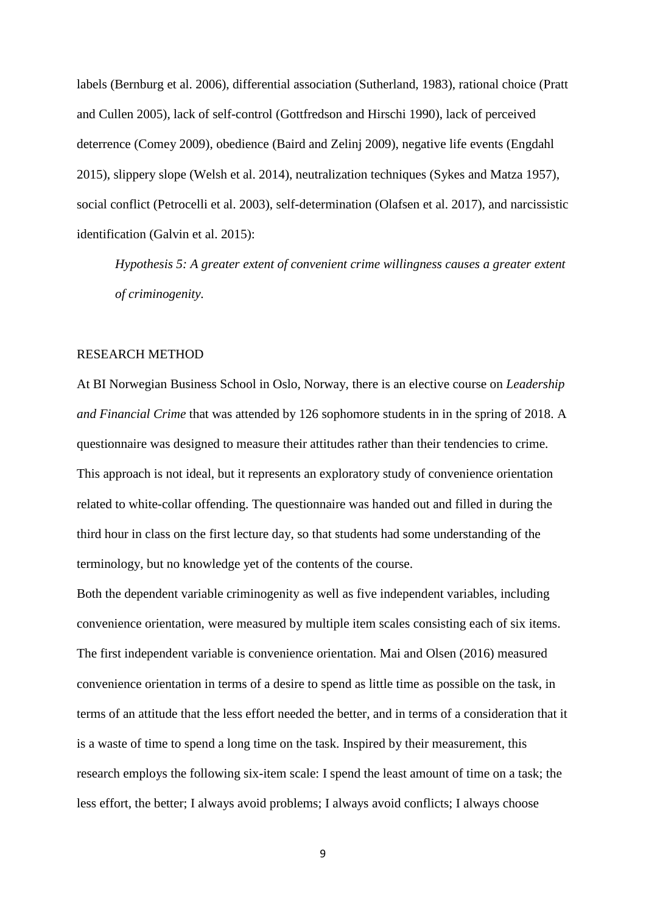labels (Bernburg et al. 2006), differential association (Sutherland, 1983), rational choice (Pratt and Cullen 2005), lack of self-control (Gottfredson and Hirschi 1990), lack of perceived deterrence (Comey 2009), obedience (Baird and Zelinj 2009), negative life events (Engdahl 2015), slippery slope (Welsh et al. 2014), neutralization techniques (Sykes and Matza 1957), social conflict (Petrocelli et al. 2003), self-determination (Olafsen et al. 2017), and narcissistic identification (Galvin et al. 2015):

*Hypothesis 5: A greater extent of convenient crime willingness causes a greater extent of criminogenity.*

## RESEARCH METHOD

At BI Norwegian Business School in Oslo, Norway, there is an elective course on *Leadership and Financial Crime* that was attended by 126 sophomore students in in the spring of 2018. A questionnaire was designed to measure their attitudes rather than their tendencies to crime. This approach is not ideal, but it represents an exploratory study of convenience orientation related to white-collar offending. The questionnaire was handed out and filled in during the third hour in class on the first lecture day, so that students had some understanding of the terminology, but no knowledge yet of the contents of the course.

Both the dependent variable criminogenity as well as five independent variables, including convenience orientation, were measured by multiple item scales consisting each of six items. The first independent variable is convenience orientation. Mai and Olsen (2016) measured convenience orientation in terms of a desire to spend as little time as possible on the task, in terms of an attitude that the less effort needed the better, and in terms of a consideration that it is a waste of time to spend a long time on the task. Inspired by their measurement, this research employs the following six-item scale: I spend the least amount of time on a task; the less effort, the better; I always avoid problems; I always avoid conflicts; I always choose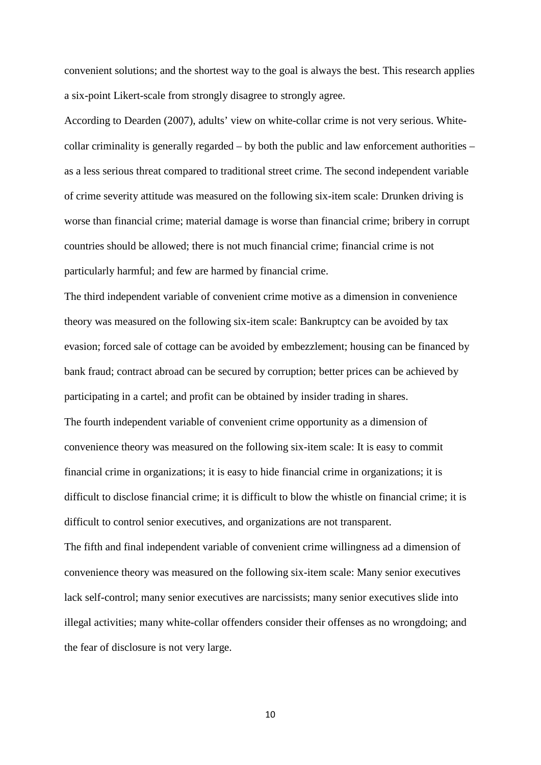convenient solutions; and the shortest way to the goal is always the best. This research applies a six-point Likert-scale from strongly disagree to strongly agree.

According to Dearden (2007), adults' view on white-collar crime is not very serious. White-collar criminality is generally regarded – by both the public and law enforcement authorities – as a less serious threat compared to traditional street crime. The second independent variable of crime severity attitude was measured on the following six-item scale: Drunken driving is worse than financial crime; material damage is worse than financial crime; bribery in corrupt countries should be allowed; there is not much financial crime; financial crime is not particularly harmful; and few are harmed by financial crime.

The third independent variable of convenient crime motive as a dimension in convenience theory was measured on the following six-item scale: Bankruptcy can be avoided by tax evasion; forced sale of cottage can be avoided by embezzlement; housing can be financed by bank fraud; contract abroad can be secured by corruption; better prices can be achieved by participating in a cartel; and profit can be obtained by insider trading in shares.

The fourth independent variable of convenient crime opportunity as a dimension of convenience theory was measured on the following six-item scale: It is easy to commit financial crime in organizations; it is easy to hide financial crime in organizations; it is difficult to disclose financial crime; it is difficult to blow the whistle on financial crime; it is difficult to control senior executives, and organizations are not transparent.

The fifth and final independent variable of convenient crime willingness ad a dimension of convenience theory was measured on the following six-item scale: Many senior executives lack self-control; many senior executives are narcissists; many senior executives slide into illegal activities; many white-collar offenders consider their offenses as no wrongdoing; and the fear of disclosure is not very large.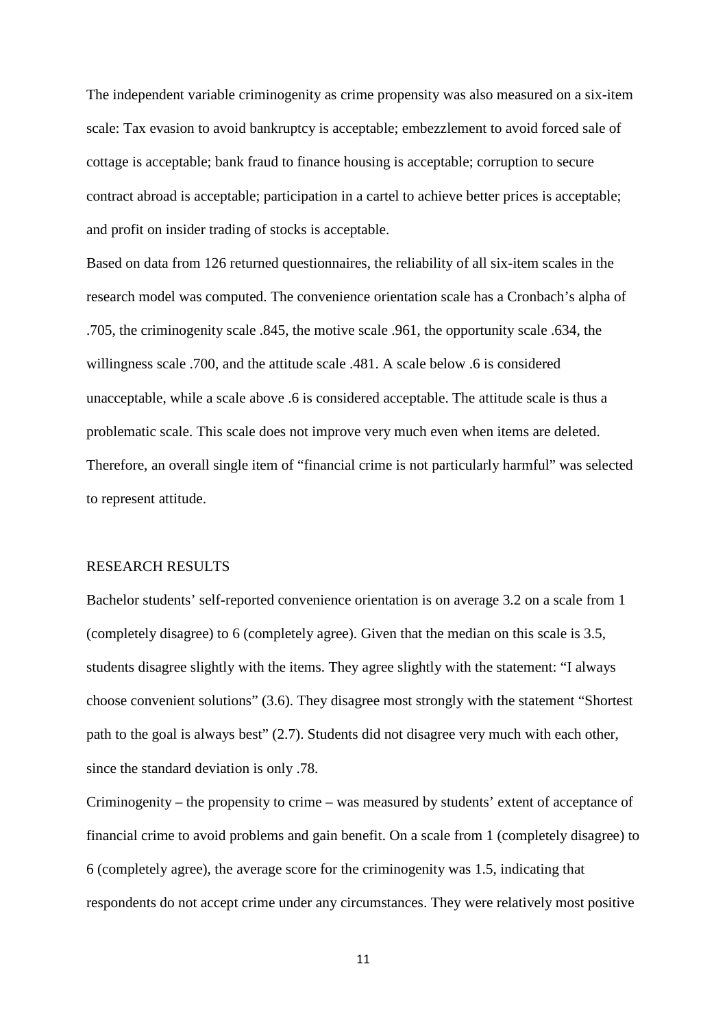The independent variable criminogenity as crime propensity was also measured on a six-item scale: Tax evasion to avoid bankruptcy is acceptable; embezzlement to avoid forced sale of cottage is acceptable; bank fraud to finance housing is acceptable; corruption to secure contract abroad is acceptable; participation in a cartel to achieve better prices is acceptable; and profit on insider trading of stocks is acceptable.

Based on data from 126 returned questionnaires, the reliability of all six-item scales in the research model was computed. The convenience orientation scale has a Cronbach's alpha of .705, the criminogenity scale .845, the motive scale .961, the opportunity scale .634, the willingness scale .700, and the attitude scale .481. A scale below .6 is considered unacceptable, while a scale above .6 is considered acceptable. The attitude scale is thus a problematic scale. This scale does not improve very much even when items are deleted. Therefore, an overall single item of "financial crime is not particularly harmful" was selected to represent attitude.

## RESEARCH RESULTS

Bachelor students' self-reported convenience orientation is on average 3.2 on a scale from 1 (completely disagree) to 6 (completely agree). Given that the median on this scale is 3.5, students disagree slightly with the items. They agree slightly with the statement: "I always choose convenient solutions" (3.6). They disagree most strongly with the statement "Shortest path to the goal is always best" (2.7). Students did not disagree very much with each other, since the standard deviation is only .78.

Criminogenity – the propensity to crime – was measured by students' extent of acceptance of financial crime to avoid problems and gain benefit. On a scale from 1 (completely disagree) to 6 (completely agree), the average score for the criminogenity was 1.5, indicating that respondents do not accept crime under any circumstances. They were relatively most positive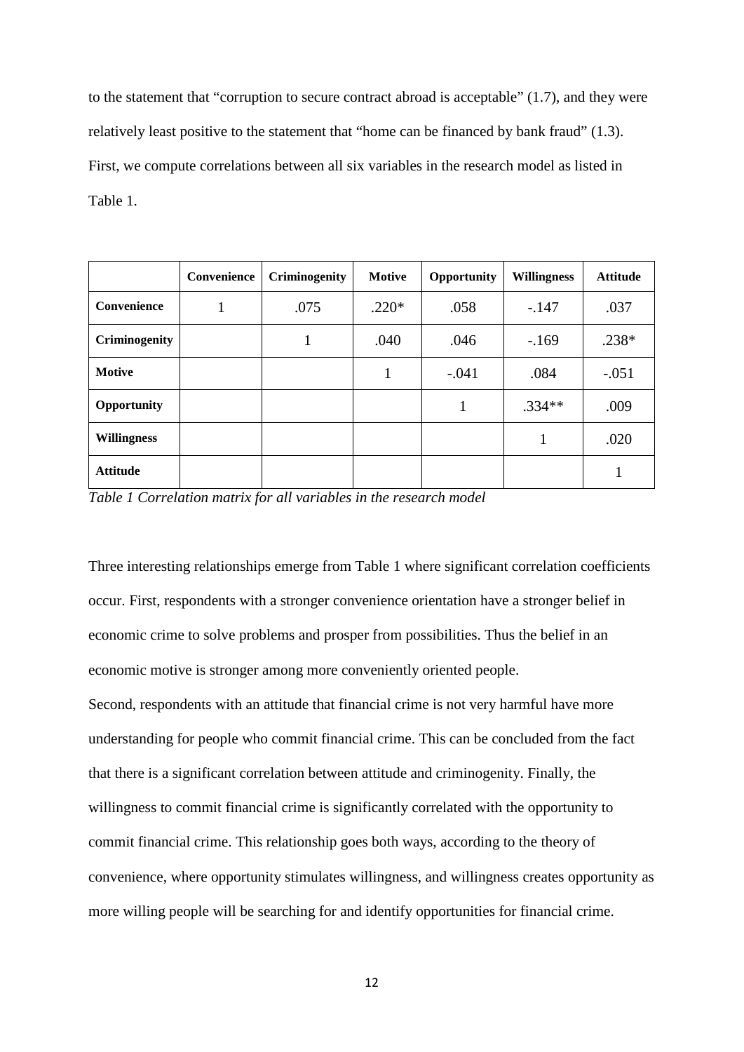to the statement that "corruption to secure contract abroad is acceptable" (1.7), and they were relatively least positive to the statement that "home can be financed by bank fraud" (1.3). First, we compute correlations between all six variables in the research model as listed in Table 1.

| | **Convenience** | **Criminogenity** | **Motive** | **Opportunity** | **Willingness** | **Attitude** |
|---|---|---|---|---|---|---|
| **Convenience** | 1 | .075 | .220* | .058 | -.147 | .037 |
| **Criminogenity** | | 1 | .040 | .046 | -.169 | .238* |
| **Motive** | | | 1 | -.041 | .084 | -.051 |
| **Opportunity** | | | | 1 | .334** | .009 |
| **Willingness** | | | | | 1 | .020 |
| **Attitude** | | | | | | 1 |

*Table 1 Correlation matrix for all variables in the research model*

Three interesting relationships emerge from Table 1 where significant correlation coefficients occur. First, respondents with a stronger convenience orientation have a stronger belief in economic crime to solve problems and prosper from possibilities. Thus the belief in an economic motive is stronger among more conveniently oriented people.

Second, respondents with an attitude that financial crime is not very harmful have more understanding for people who commit financial crime. This can be concluded from the fact that there is a significant correlation between attitude and criminogenity. Finally, the willingness to commit financial crime is significantly correlated with the opportunity to commit financial crime. This relationship goes both ways, according to the theory of convenience, where opportunity stimulates willingness, and willingness creates opportunity as more willing people will be searching for and identify opportunities for financial crime.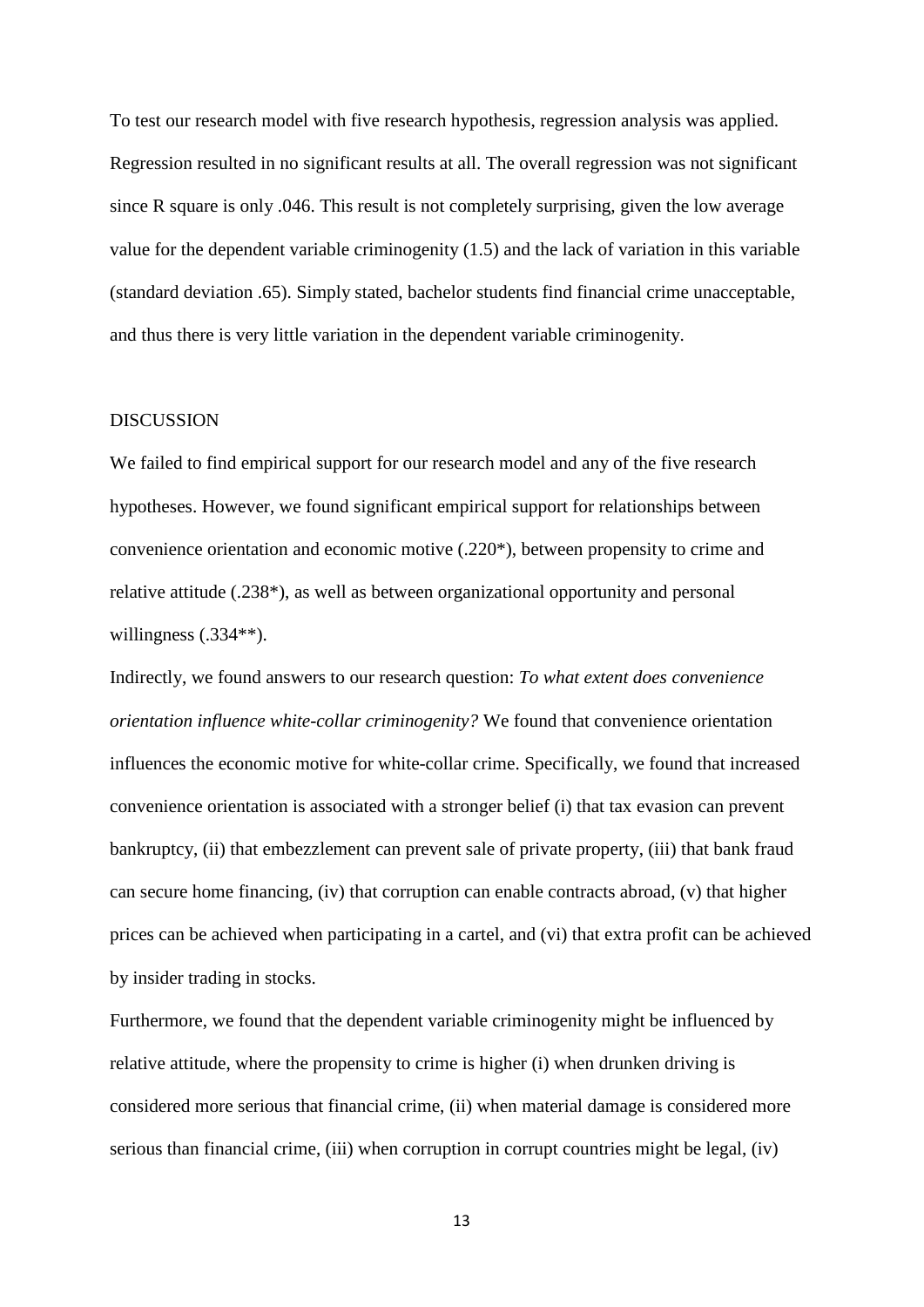To test our research model with five research hypothesis, regression analysis was applied. Regression resulted in no significant results at all. The overall regression was not significant since R square is only .046. This result is not completely surprising, given the low average value for the dependent variable criminogenity (1.5) and the lack of variation in this variable (standard deviation .65). Simply stated, bachelor students find financial crime unacceptable, and thus there is very little variation in the dependent variable criminogenity.

## DISCUSSION

We failed to find empirical support for our research model and any of the five research hypotheses. However, we found significant empirical support for relationships between convenience orientation and economic motive (.220*), between propensity to crime and relative attitude (.238*), as well as between organizational opportunity and personal willingness (.334**).

Indirectly, we found answers to our research question: *To what extent does convenience orientation influence white-collar criminogenity?* We found that convenience orientation influences the economic motive for white-collar crime. Specifically, we found that increased convenience orientation is associated with a stronger belief (i) that tax evasion can prevent bankruptcy, (ii) that embezzlement can prevent sale of private property, (iii) that bank fraud can secure home financing, (iv) that corruption can enable contracts abroad, (v) that higher prices can be achieved when participating in a cartel, and (vi) that extra profit can be achieved by insider trading in stocks.

Furthermore, we found that the dependent variable criminogenity might be influenced by relative attitude, where the propensity to crime is higher (i) when drunken driving is considered more serious that financial crime, (ii) when material damage is considered more serious than financial crime, (iii) when corruption in corrupt countries might be legal, (iv)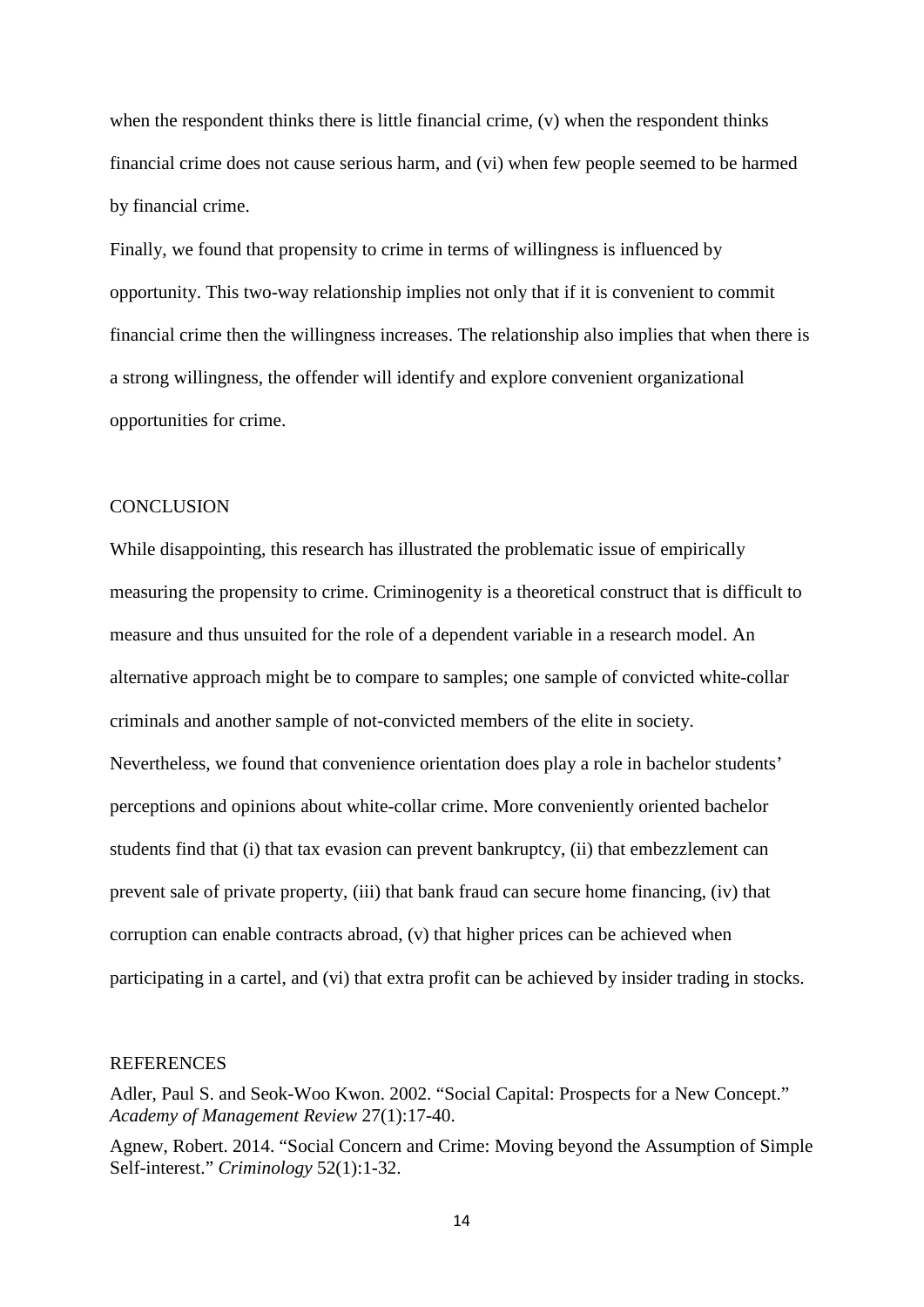when the respondent thinks there is little financial crime, (v) when the respondent thinks financial crime does not cause serious harm, and (vi) when few people seemed to be harmed by financial crime.

Finally, we found that propensity to crime in terms of willingness is influenced by opportunity. This two-way relationship implies not only that if it is convenient to commit financial crime then the willingness increases. The relationship also implies that when there is a strong willingness, the offender will identify and explore convenient organizational opportunities for crime.

## CONCLUSION

While disappointing, this research has illustrated the problematic issue of empirically measuring the propensity to crime. Criminogenity is a theoretical construct that is difficult to measure and thus unsuited for the role of a dependent variable in a research model. An alternative approach might be to compare to samples; one sample of convicted white-collar criminals and another sample of not-convicted members of the elite in society.

Nevertheless, we found that convenience orientation does play a role in bachelor students' perceptions and opinions about white-collar crime. More conveniently oriented bachelor students find that (i) that tax evasion can prevent bankruptcy, (ii) that embezzlement can prevent sale of private property, (iii) that bank fraud can secure home financing, (iv) that corruption can enable contracts abroad, (v) that higher prices can be achieved when participating in a cartel, and (vi) that extra profit can be achieved by insider trading in stocks.

## REFERENCES

Adler, Paul S. and Seok-Woo Kwon. 2002. "Social Capital: Prospects for a New Concept." *Academy of Management Review* 27(1):17-40.

Agnew, Robert. 2014. "Social Concern and Crime: Moving beyond the Assumption of Simple Self-interest." *Criminology* 52(1):1-32.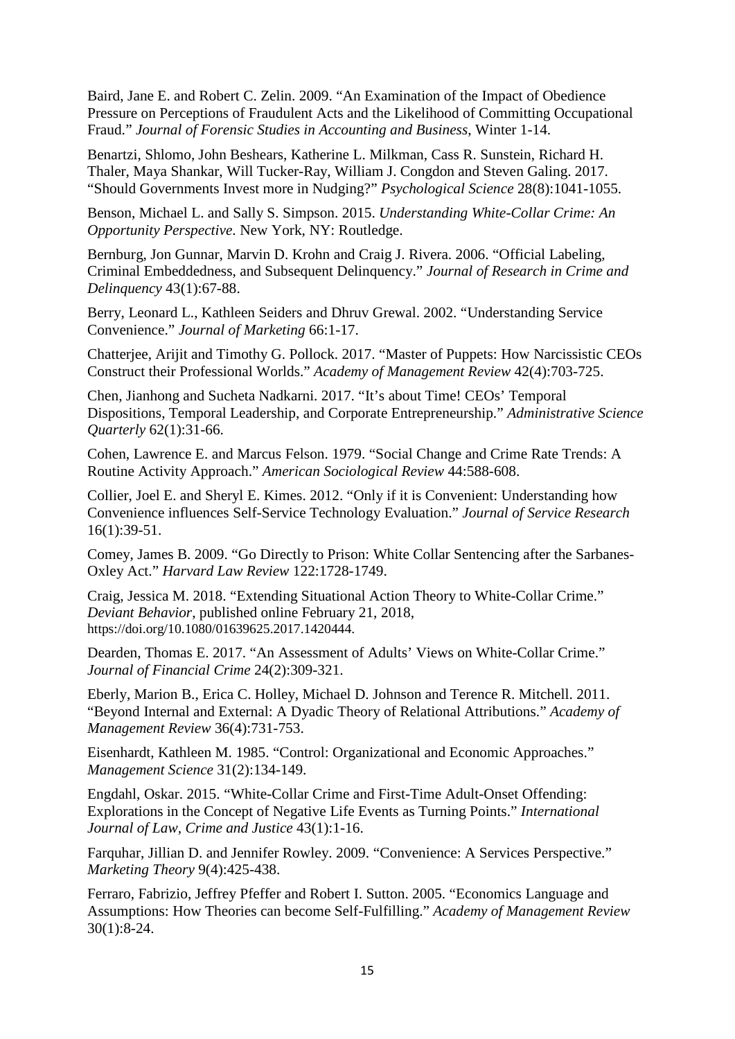Baird, Jane E. and Robert C. Zelin. 2009. "An Examination of the Impact of Obedience Pressure on Perceptions of Fraudulent Acts and the Likelihood of Committing Occupational Fraud." *Journal of Forensic Studies in Accounting and Business*, Winter 1-14.

Benartzi, Shlomo, John Beshears, Katherine L. Milkman, Cass R. Sunstein, Richard H. Thaler, Maya Shankar, Will Tucker-Ray, William J. Congdon and Steven Galing. 2017. "Should Governments Invest more in Nudging?" *Psychological Science* 28(8):1041-1055.

Benson, Michael L. and Sally S. Simpson. 2015. *Understanding White-Collar Crime: An Opportunity Perspective*. New York, NY: Routledge.

Bernburg, Jon Gunnar, Marvin D. Krohn and Craig J. Rivera. 2006. "Official Labeling, Criminal Embeddedness, and Subsequent Delinquency." *Journal of Research in Crime and Delinquency* 43(1):67-88.

Berry, Leonard L., Kathleen Seiders and Dhruv Grewal. 2002. "Understanding Service Convenience." *Journal of Marketing* 66:1-17.

Chatterjee, Arijit and Timothy G. Pollock. 2017. "Master of Puppets: How Narcissistic CEOs Construct their Professional Worlds." *Academy of Management Review* 42(4):703-725.

Chen, Jianhong and Sucheta Nadkarni. 2017. "It's about Time! CEOs' Temporal Dispositions, Temporal Leadership, and Corporate Entrepreneurship." *Administrative Science Quarterly* 62(1):31-66.

Cohen, Lawrence E. and Marcus Felson. 1979. "Social Change and Crime Rate Trends: A Routine Activity Approach." *American Sociological Review* 44:588-608.

Collier, Joel E. and Sheryl E. Kimes. 2012. "Only if it is Convenient: Understanding how Convenience influences Self-Service Technology Evaluation." *Journal of Service Research* 16(1):39-51.

Comey, James B. 2009. "Go Directly to Prison: White Collar Sentencing after the Sarbanes-Oxley Act." *Harvard Law Review* 122:1728-1749.

Craig, Jessica M. 2018. "Extending Situational Action Theory to White-Collar Crime." *Deviant Behavior*, published online February 21, 2018, https://doi.org/10.1080/01639625.2017.1420444.

Dearden, Thomas E. 2017. "An Assessment of Adults' Views on White-Collar Crime." *Journal of Financial Crime* 24(2):309-321.

Eberly, Marion B., Erica C. Holley, Michael D. Johnson and Terence R. Mitchell. 2011. "Beyond Internal and External: A Dyadic Theory of Relational Attributions." *Academy of Management Review* 36(4):731-753.

Eisenhardt, Kathleen M. 1985. "Control: Organizational and Economic Approaches." *Management Science* 31(2):134-149.

Engdahl, Oskar. 2015. "White-Collar Crime and First-Time Adult-Onset Offending: Explorations in the Concept of Negative Life Events as Turning Points." *International Journal of Law, Crime and Justice* 43(1):1-16.

Farquhar, Jillian D. and Jennifer Rowley. 2009. "Convenience: A Services Perspective." *Marketing Theory* 9(4):425-438.

Ferraro, Fabrizio, Jeffrey Pfeffer and Robert I. Sutton. 2005. "Economics Language and Assumptions: How Theories can become Self-Fulfilling." *Academy of Management Review* 30(1):8-24.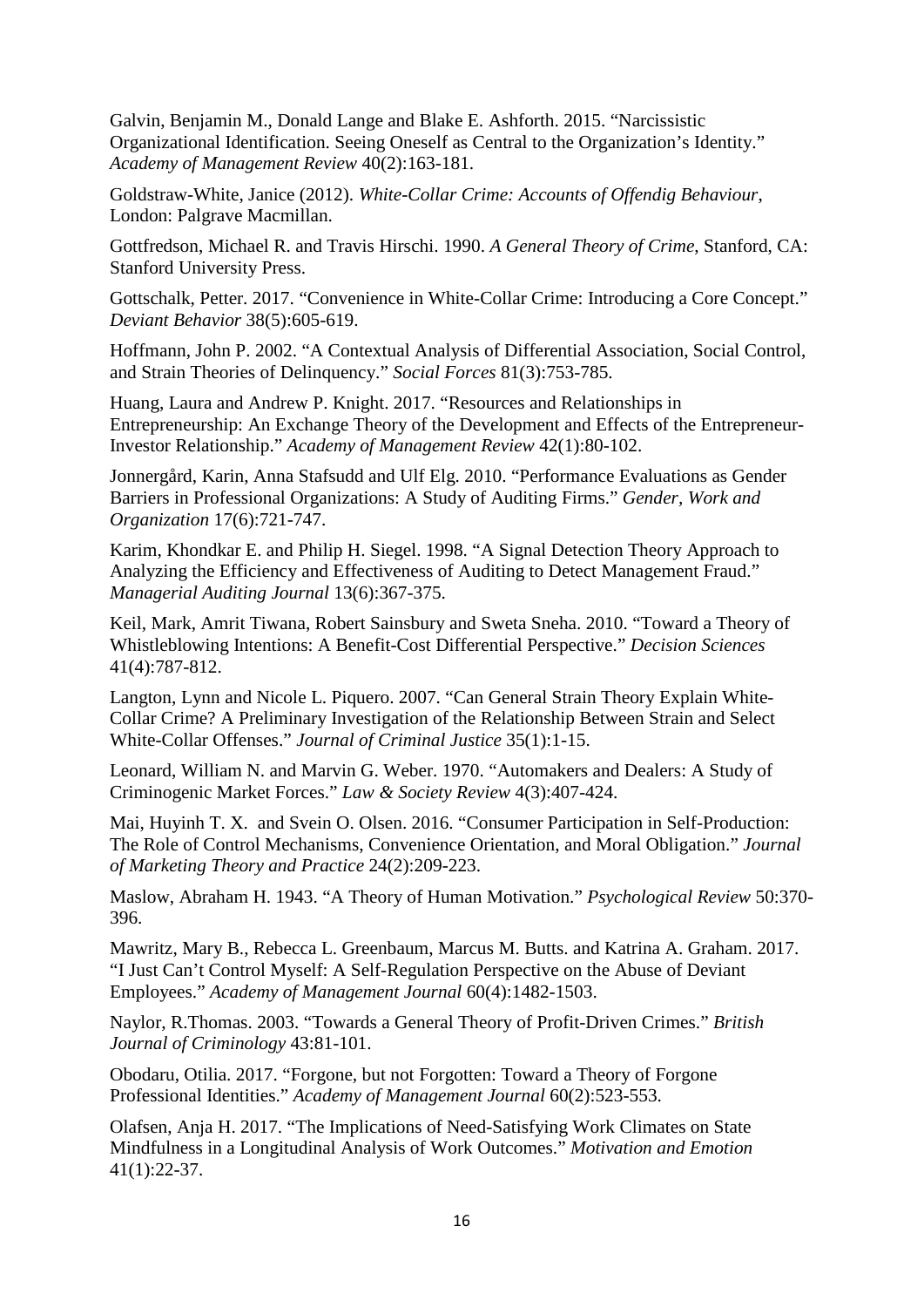Galvin, Benjamin M., Donald Lange and Blake E. Ashforth. 2015. "Narcissistic Organizational Identification. Seeing Oneself as Central to the Organization's Identity." *Academy of Management Review* 40(2):163-181.

Goldstraw-White, Janice (2012). *White-Collar Crime: Accounts of Offendig Behaviour*, London: Palgrave Macmillan.

Gottfredson, Michael R. and Travis Hirschi. 1990. *A General Theory of Crime*, Stanford, CA: Stanford University Press.

Gottschalk, Petter. 2017. "Convenience in White-Collar Crime: Introducing a Core Concept." *Deviant Behavior* 38(5):605-619.

Hoffmann, John P. 2002. "A Contextual Analysis of Differential Association, Social Control, and Strain Theories of Delinquency." *Social Forces* 81(3):753-785.

Huang, Laura and Andrew P. Knight. 2017. "Resources and Relationships in Entrepreneurship: An Exchange Theory of the Development and Effects of the Entrepreneur-Investor Relationship." *Academy of Management Review* 42(1):80-102.

Jonnergård, Karin, Anna Stafsudd and Ulf Elg. 2010. "Performance Evaluations as Gender Barriers in Professional Organizations: A Study of Auditing Firms." *Gender, Work and Organization* 17(6):721-747.

Karim, Khondkar E. and Philip H. Siegel. 1998. "A Signal Detection Theory Approach to Analyzing the Efficiency and Effectiveness of Auditing to Detect Management Fraud." *Managerial Auditing Journal* 13(6):367-375.

Keil, Mark, Amrit Tiwana, Robert Sainsbury and Sweta Sneha. 2010. "Toward a Theory of Whistleblowing Intentions: A Benefit-Cost Differential Perspective." *Decision Sciences* 41(4):787-812.

Langton, Lynn and Nicole L. Piquero. 2007. "Can General Strain Theory Explain White-Collar Crime? A Preliminary Investigation of the Relationship Between Strain and Select White-Collar Offenses." *Journal of Criminal Justice* 35(1):1-15.

Leonard, William N. and Marvin G. Weber. 1970. "Automakers and Dealers: A Study of Criminogenic Market Forces." *Law & Society Review* 4(3):407-424.

Mai, Huyinh T. X. and Svein O. Olsen. 2016. "Consumer Participation in Self-Production: The Role of Control Mechanisms, Convenience Orientation, and Moral Obligation." *Journal of Marketing Theory and Practice* 24(2):209-223.

Maslow, Abraham H. 1943. "A Theory of Human Motivation." *Psychological Review* 50:370-396.

Mawritz, Mary B., Rebecca L. Greenbaum, Marcus M. Butts. and Katrina A. Graham. 2017. "I Just Can't Control Myself: A Self-Regulation Perspective on the Abuse of Deviant Employees." *Academy of Management Journal* 60(4):1482-1503.

Naylor, R.Thomas. 2003. "Towards a General Theory of Profit-Driven Crimes." *British Journal of Criminology* 43:81-101.

Obodaru, Otilia. 2017. "Forgone, but not Forgotten: Toward a Theory of Forgone Professional Identities." *Academy of Management Journal* 60(2):523-553.

Olafsen, Anja H. 2017. "The Implications of Need-Satisfying Work Climates on State Mindfulness in a Longitudinal Analysis of Work Outcomes." *Motivation and Emotion* 41(1):22-37.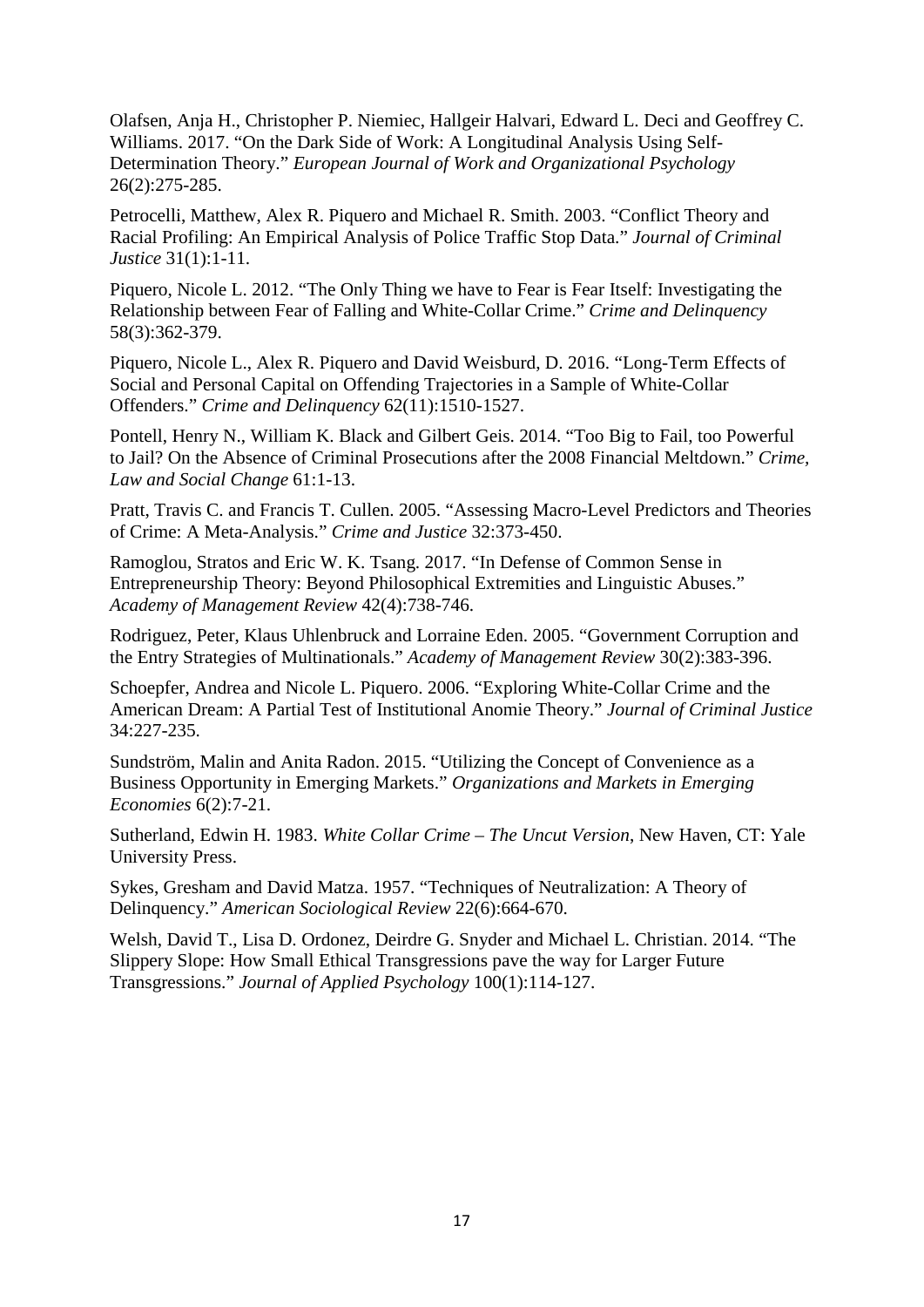Olafsen, Anja H., Christopher P. Niemiec, Hallgeir Halvari, Edward L. Deci and Geoffrey C. Williams. 2017. "On the Dark Side of Work: A Longitudinal Analysis Using Self-Determination Theory." *European Journal of Work and Organizational Psychology* 26(2):275-285.

Petrocelli, Matthew, Alex R. Piquero and Michael R. Smith. 2003. "Conflict Theory and Racial Profiling: An Empirical Analysis of Police Traffic Stop Data." *Journal of Criminal Justice* 31(1):1-11.

Piquero, Nicole L. 2012. "The Only Thing we have to Fear is Fear Itself: Investigating the Relationship between Fear of Falling and White-Collar Crime." *Crime and Delinquency* 58(3):362-379.

Piquero, Nicole L., Alex R. Piquero and David Weisburd, D. 2016. "Long-Term Effects of Social and Personal Capital on Offending Trajectories in a Sample of White-Collar Offenders." *Crime and Delinquency* 62(11):1510-1527.

Pontell, Henry N., William K. Black and Gilbert Geis. 2014. "Too Big to Fail, too Powerful to Jail? On the Absence of Criminal Prosecutions after the 2008 Financial Meltdown." *Crime, Law and Social Change* 61:1-13.

Pratt, Travis C. and Francis T. Cullen. 2005. "Assessing Macro-Level Predictors and Theories of Crime: A Meta-Analysis." *Crime and Justice* 32:373-450.

Ramoglou, Stratos and Eric W. K. Tsang. 2017. "In Defense of Common Sense in Entrepreneurship Theory: Beyond Philosophical Extremities and Linguistic Abuses." *Academy of Management Review* 42(4):738-746.

Rodriguez, Peter, Klaus Uhlenbruck and Lorraine Eden. 2005. "Government Corruption and the Entry Strategies of Multinationals." *Academy of Management Review* 30(2):383-396.

Schoepfer, Andrea and Nicole L. Piquero. 2006. "Exploring White-Collar Crime and the American Dream: A Partial Test of Institutional Anomie Theory." *Journal of Criminal Justice* 34:227-235.

Sundström, Malin and Anita Radon. 2015. "Utilizing the Concept of Convenience as a Business Opportunity in Emerging Markets." *Organizations and Markets in Emerging Economies* 6(2):7-21.

Sutherland, Edwin H. 1983. *White Collar Crime – The Uncut Version*, New Haven, CT: Yale University Press.

Sykes, Gresham and David Matza. 1957. "Techniques of Neutralization: A Theory of Delinquency." *American Sociological Review* 22(6):664-670.

Welsh, David T., Lisa D. Ordonez, Deirdre G. Snyder and Michael L. Christian. 2014. "The Slippery Slope: How Small Ethical Transgressions pave the way for Larger Future Transgressions." *Journal of Applied Psychology* 100(1):114-127.